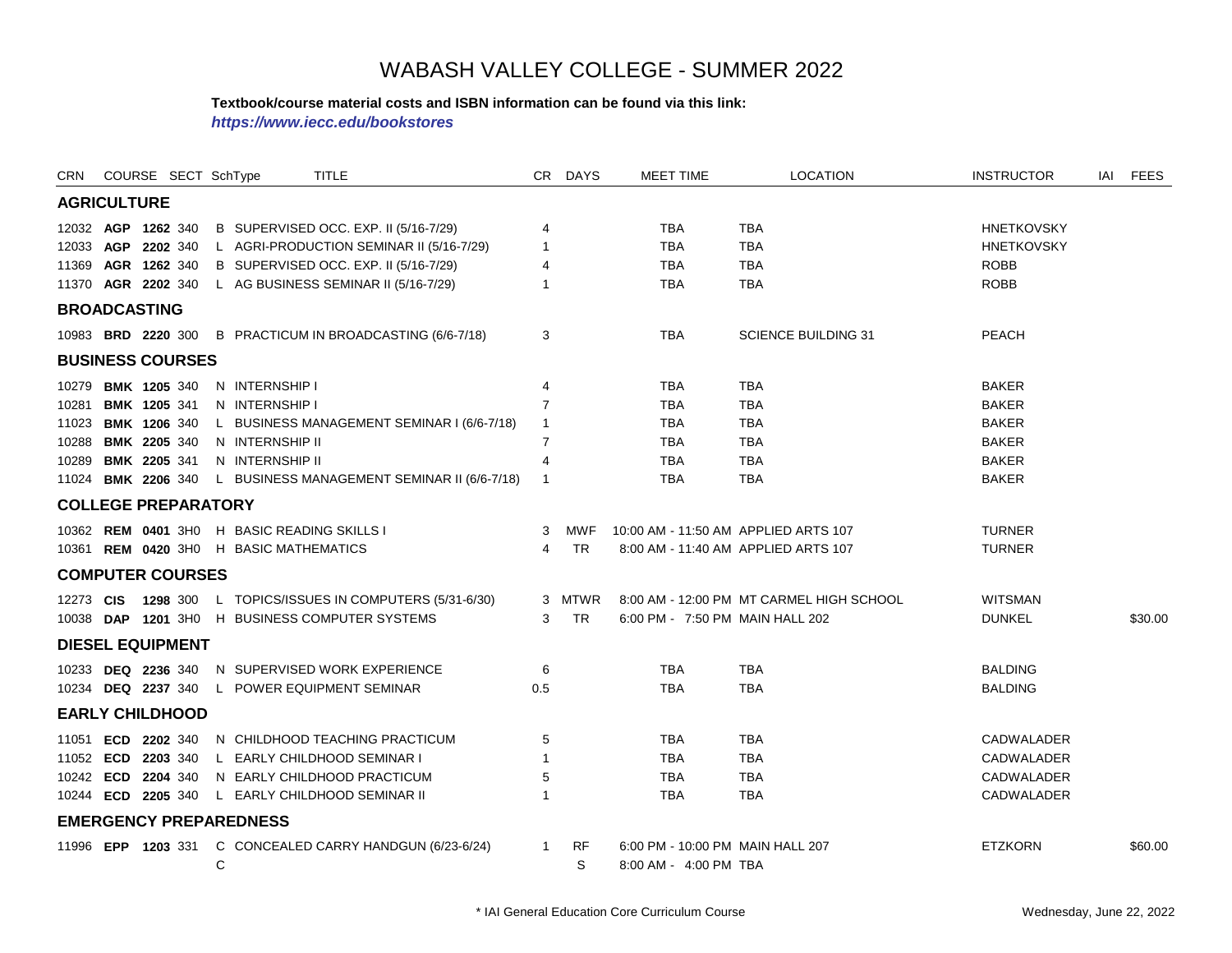# WABASH VALLEY COLLEGE - SUMMER 2022

**Textbook/course material costs and ISBN information can be found via this link:**
***https://www.iecc.edu/bookstores***

| CRN | COURSE | | SECT | SchType | TITLE | CR | DAYS | MEET TIME | LOCATION | INSTRUCTOR | IAI | FEES |
|---|---|---|---|---|---|---|---|---|---|---|---|---|
| **AGRICULTURE** | | | | | | | | | | | | |
| 12032 | **AGP** | **1262** | 340 | B | SUPERVISED OCC. EXP. II (5/16-7/29) | 4 | | TBA | TBA | HNETKOVSKY | | |
| 12033 | **AGP** | **2202** | 340 | L | AGRI-PRODUCTION SEMINAR II (5/16-7/29) | 1 | | TBA | TBA | HNETKOVSKY | | |
| 11369 | **AGR** | **1262** | 340 | B | SUPERVISED OCC. EXP. II (5/16-7/29) | 4 | | TBA | TBA | ROBB | | |
| 11370 | **AGR** | **2202** | 340 | L | AG BUSINESS SEMINAR II (5/16-7/29) | 1 | | TBA | TBA | ROBB | | |
| **BROADCASTING** | | | | | | | | | | | | |
| 10983 | **BRD** | **2220** | 300 | B | PRACTICUM IN BROADCASTING (6/6-7/18) | 3 | | TBA | SCIENCE BUILDING 31 | PEACH | | |
| **BUSINESS COURSES** | | | | | | | | | | | | |
| 10279 | **BMK** | **1205** | 340 | N | INTERNSHIP I | 4 | | TBA | TBA | BAKER | | |
| 10281 | **BMK** | **1205** | 341 | N | INTERNSHIP I | 7 | | TBA | TBA | BAKER | | |
| 11023 | **BMK** | **1206** | 340 | L | BUSINESS MANAGEMENT SEMINAR I (6/6-7/18) | 1 | | TBA | TBA | BAKER | | |
| 10288 | **BMK** | **2205** | 340 | N | INTERNSHIP II | 7 | | TBA | TBA | BAKER | | |
| 10289 | **BMK** | **2205** | 341 | N | INTERNSHIP II | 4 | | TBA | TBA | BAKER | | |
| 11024 | **BMK** | **2206** | 340 | L | BUSINESS MANAGEMENT SEMINAR II (6/6-7/18) | 1 | | TBA | TBA | BAKER | | |
| **COLLEGE PREPARATORY** | | | | | | | | | | | | |
| 10362 | **REM** | **0401** | 3H0 | H | BASIC READING SKILLS I | 3 | MWF | 10:00 AM - 11:50 AM | APPLIED ARTS 107 | TURNER | | |
| 10361 | **REM** | **0420** | 3H0 | H | BASIC MATHEMATICS | 4 | TR | 8:00 AM - 11:40 AM | APPLIED ARTS 107 | TURNER | | |
| **COMPUTER COURSES** | | | | | | | | | | | | |
| 12273 | **CIS** | **1298** | 300 | L | TOPICS/ISSUES IN COMPUTERS (5/31-6/30) | 3 | MTWR | 8:00 AM - 12:00 PM | MT CARMEL HIGH SCHOOL | WITSMAN | | |
| 10038 | **DAP** | **1201** | 3H0 | H | BUSINESS COMPUTER SYSTEMS | 3 | TR | 6:00 PM - 7:50 PM | MAIN HALL 202 | DUNKEL | | $30.00 |
| **DIESEL EQUIPMENT** | | | | | | | | | | | | |
| 10233 | **DEQ** | **2236** | 340 | N | SUPERVISED WORK EXPERIENCE | 6 | | TBA | TBA | BALDING | | |
| 10234 | **DEQ** | **2237** | 340 | L | POWER EQUIPMENT SEMINAR | 0.5 | | TBA | TBA | BALDING | | |
| **EARLY CHILDHOOD** | | | | | | | | | | | | |
| 11051 | **ECD** | **2202** | 340 | N | CHILDHOOD TEACHING PRACTICUM | 5 | | TBA | TBA | CADWALADER | | |
| 11052 | **ECD** | **2203** | 340 | L | EARLY CHILDHOOD SEMINAR I | 1 | | TBA | TBA | CADWALADER | | |
| 10242 | **ECD** | **2204** | 340 | N | EARLY CHILDHOOD PRACTICUM | 5 | | TBA | TBA | CADWALADER | | |
| 10244 | **ECD** | **2205** | 340 | L | EARLY CHILDHOOD SEMINAR II | 1 | | TBA | TBA | CADWALADER | | |
| **EMERGENCY PREPAREDNESS** | | | | | | | | | | | | |
| 11996 | **EPP** | **1203** | 331 | C | CONCEALED CARRY HANDGUN (6/23-6/24) | 1 | RF | 6:00 PM - 10:00 PM | MAIN HALL 207 | ETZKORN | | $60.00 |
| | | | | C | | | S | 8:00 AM - 4:00 PM | TBA | | | |

\* IAI General Education Core Curriculum Course

Wednesday, June 22, 2022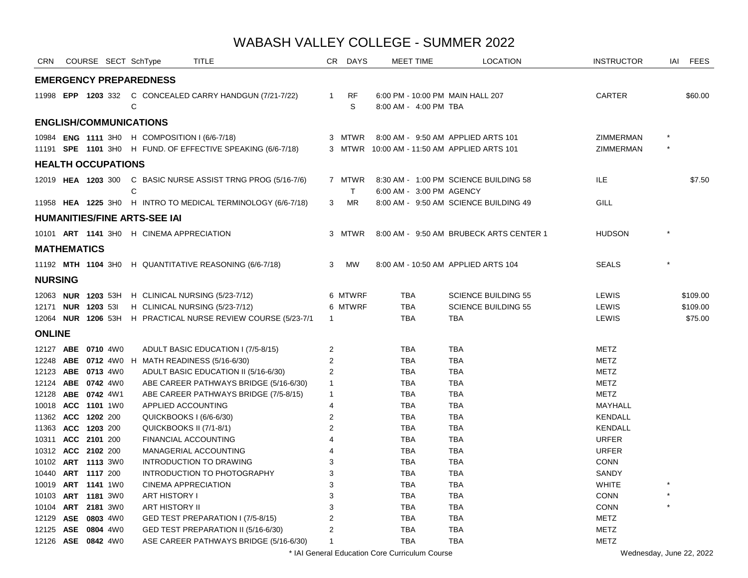# WABASH VALLEY COLLEGE - SUMMER 2022

| CRN | COURSE | SECT | SchType | TITLE | CR | DAYS | MEET TIME | LOCATION | INSTRUCTOR | IAI | FEES |
|---|---|---|---|---|---|---|---|---|---|---|---|
| **EMERGENCY PREPAREDNESS** | | | | | | | | | | | |
| 11998 | **EPP 1203** | 332 | C | CONCEALED CARRY HANDGUN (7/21-7/22) | 1 | RF | 6:00 PM - 10:00 PM | MAIN HALL 207 | CARTER | | $60.00 |
| | | | C | | | S | 8:00 AM - 4:00 PM | TBA | | | |
| **ENGLISH/COMMUNICATIONS** | | | | | | | | | | | |
| 10984 | **ENG 1111** | 3H0 | H | COMPOSITION I (6/6-7/18) | 3 | MTWR | 8:00 AM - 9:50 AM | APPLIED ARTS 101 | ZIMMERMAN | * | |
| 11191 | **SPE 1101** | 3H0 | H | FUND. OF EFFECTIVE SPEAKING (6/6-7/18) | 3 | MTWR | 10:00 AM - 11:50 AM | APPLIED ARTS 101 | ZIMMERMAN | * | |
| **HEALTH OCCUPATIONS** | | | | | | | | | | | |
| 12019 | **HEA 1203** | 300 | C | BASIC NURSE ASSIST TRNG PROG (5/16-7/6) | 7 | MTWR | 8:30 AM - 1:00 PM | SCIENCE BUILDING 58 | ILE | | $7.50 |
| | | | C | | | T | 6:00 AM - 3:00 PM | AGENCY | | | |
| 11958 | **HEA 1225** | 3H0 | H | INTRO TO MEDICAL TERMINOLOGY (6/6-7/18) | 3 | MR | 8:00 AM - 9:50 AM | SCIENCE BUILDING 49 | GILL | | |
| **HUMANITIES/FINE ARTS-SEE IAI** | | | | | | | | | | | |
| 10101 | **ART 1141** | 3H0 | H | CINEMA APPRECIATION | 3 | MTWR | 8:00 AM - 9:50 AM | BRUBECK ARTS CENTER 1 | HUDSON | * | |
| **MATHEMATICS** | | | | | | | | | | | |
| 11192 | **MTH 1104** | 3H0 | H | QUANTITATIVE REASONING (6/6-7/18) | 3 | MW | 8:00 AM - 10:50 AM | APPLIED ARTS 104 | SEALS | * | |
| **NURSING** | | | | | | | | | | | |
| 12063 | **NUR 1203** | 53H | H | CLINICAL NURSING (5/23-7/12) | 6 | MTWRF | TBA | SCIENCE BUILDING 55 | LEWIS | | $109.00 |
| 12171 | **NUR 1203** | 53I | H | CLINICAL NURSING (5/23-7/12) | 6 | MTWRF | TBA | SCIENCE BUILDING 55 | LEWIS | | $109.00 |
| 12064 | **NUR 1206** | 53H | H | PRACTICAL NURSE REVIEW COURSE (5/23-7/1 | 1 | | TBA | TBA | LEWIS | | $75.00 |
| **ONLINE** | | | | | | | | | | | |
| 12127 | **ABE 0710** | 4W0 | | ADULT BASIC EDUCATION I (7/5-8/15) | 2 | | TBA | TBA | METZ | | |
| 12248 | **ABE 0712** | 4W0 | H | MATH READINESS (5/16-6/30) | 2 | | TBA | TBA | METZ | | |
| 12123 | **ABE 0713** | 4W0 | | ADULT BASIC EDUCATION II (5/16-6/30) | 2 | | TBA | TBA | METZ | | |
| 12124 | **ABE 0742** | 4W0 | | ABE CAREER PATHWAYS BRIDGE (5/16-6/30) | 1 | | TBA | TBA | METZ | | |
| 12128 | **ABE 0742** | 4W1 | | ABE CAREER PATHWAYS BRIDGE (7/5-8/15) | 1 | | TBA | TBA | METZ | | |
| 10018 | **ACC 1101** | 1W0 | | APPLIED ACCOUNTING | 4 | | TBA | TBA | MAYHALL | | |
| 11362 | **ACC 1202** | 200 | | QUICKBOOKS I (6/6-6/30) | 2 | | TBA | TBA | KENDALL | | |
| 11363 | **ACC 1203** | 200 | | QUICKBOOKS II (7/1-8/1) | 2 | | TBA | TBA | KENDALL | | |
| 10311 | **ACC 2101** | 200 | | FINANCIAL ACCOUNTING | 4 | | TBA | TBA | URFER | | |
| 10312 | **ACC 2102** | 200 | | MANAGERIAL ACCOUNTING | 4 | | TBA | TBA | URFER | | |
| 10102 | **ART 1113** | 3W0 | | INTRODUCTION TO DRAWING | 3 | | TBA | TBA | CONN | | |
| 10440 | **ART 1117** | 200 | | INTRODUCTION TO PHOTOGRAPHY | 3 | | TBA | TBA | SANDY | | |
| 10019 | **ART 1141** | 1W0 | | CINEMA APPRECIATION | 3 | | TBA | TBA | WHITE | * | |
| 10103 | **ART 1181** | 3W0 | | ART HISTORY I | 3 | | TBA | TBA | CONN | * | |
| 10104 | **ART 2181** | 3W0 | | ART HISTORY II | 3 | | TBA | TBA | CONN | * | |
| 12129 | **ASE 0803** | 4W0 | | GED TEST PREPARATION I (7/5-8/15) | 2 | | TBA | TBA | METZ | | |
| 12125 | **ASE 0804** | 4W0 | | GED TEST PREPARATION II (5/16-6/30) | 2 | | TBA | TBA | METZ | | |
| 12126 | **ASE 0842** | 4W0 | | ASE CAREER PATHWAYS BRIDGE (5/16-6/30) | 1 | | TBA | TBA | METZ | | |

* IAI General Education Core Curriculum Course

Wednesday, June 22, 2022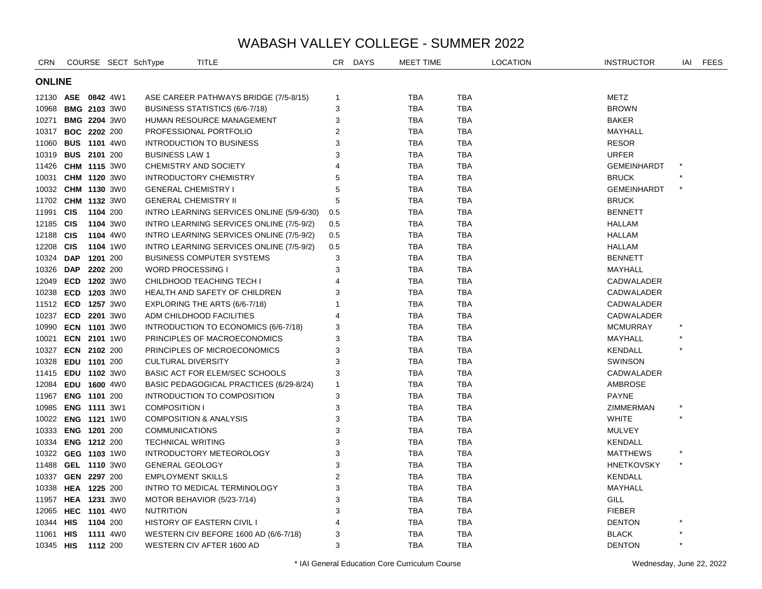# WABASH VALLEY COLLEGE - SUMMER 2022

## ONLINE

| CRN | COURSE | SECT | SchType | TITLE | CR | DAYS | MEET TIME | LOCATION | INSTRUCTOR | IAI | FEES |
|---|---|---|---|---|---|---|---|---|---|---|---|
| 12130 | **ASE 0842** | 4W1 | | ASE CAREER PATHWAYS BRIDGE (7/5-8/15) | 1 | | TBA | TBA | METZ | | |
| 10968 | **BMG 2103** | 3W0 | | BUSINESS STATISTICS (6/6-7/18) | 3 | | TBA | TBA | BROWN | | |
| 10271 | **BMG 2204** | 3W0 | | HUMAN RESOURCE MANAGEMENT | 3 | | TBA | TBA | BAKER | | |
| 10317 | **BOC 2202** | 200 | | PROFESSIONAL PORTFOLIO | 2 | | TBA | TBA | MAYHALL | | |
| 11060 | **BUS 1101** | 4W0 | | INTRODUCTION TO BUSINESS | 3 | | TBA | TBA | RESOR | | |
| 10319 | **BUS 2101** | 200 | | BUSINESS LAW 1 | 3 | | TBA | TBA | URFER | | |
| 11426 | **CHM 1115** | 3W0 | | CHEMISTRY AND SOCIETY | 4 | | TBA | TBA | GEMEINHARDT | * | |
| 10031 | **CHM 1120** | 3W0 | | INTRODUCTORY CHEMISTRY | 5 | | TBA | TBA | BRUCK | * | |
| 10032 | **CHM 1130** | 3W0 | | GENERAL CHEMISTRY I | 5 | | TBA | TBA | GEMEINHARDT | * | |
| 11702 | **CHM 1132** | 3W0 | | GENERAL CHEMISTRY II | 5 | | TBA | TBA | BRUCK | | |
| 11991 | **CIS 1104** | 200 | | INTRO LEARNING SERVICES ONLINE (5/9-6/30) | 0.5 | | TBA | TBA | BENNETT | | |
| 12185 | **CIS 1104** | 3W0 | | INTRO LEARNING SERVICES ONLINE (7/5-9/2) | 0.5 | | TBA | TBA | HALLAM | | |
| 12188 | **CIS 1104** | 4W0 | | INTRO LEARNING SERVICES ONLINE (7/5-9/2) | 0.5 | | TBA | TBA | HALLAM | | |
| 12208 | **CIS 1104** | 1W0 | | INTRO LEARNING SERVICES ONLINE (7/5-9/2) | 0.5 | | TBA | TBA | HALLAM | | |
| 10324 | **DAP 1201** | 200 | | BUSINESS COMPUTER SYSTEMS | 3 | | TBA | TBA | BENNETT | | |
| 10326 | **DAP 2202** | 200 | | WORD PROCESSING I | 3 | | TBA | TBA | MAYHALL | | |
| 12049 | **ECD 1202** | 3W0 | | CHILDHOOD TEACHING TECH I | 4 | | TBA | TBA | CADWALADER | | |
| 10238 | **ECD 1203** | 3W0 | | HEALTH AND SAFETY OF CHILDREN | 3 | | TBA | TBA | CADWALADER | | |
| 11512 | **ECD 1257** | 3W0 | | EXPLORING THE ARTS (6/6-7/18) | 1 | | TBA | TBA | CADWALADER | | |
| 10237 | **ECD 2201** | 3W0 | | ADM CHILDHOOD FACILITIES | 4 | | TBA | TBA | CADWALADER | | |
| 10990 | **ECN 1101** | 3W0 | | INTRODUCTION TO ECONOMICS (6/6-7/18) | 3 | | TBA | TBA | MCMURRAY | * | |
| 10021 | **ECN 2101** | 1W0 | | PRINCIPLES OF MACROECONOMICS | 3 | | TBA | TBA | MAYHALL | * | |
| 10327 | **ECN 2102** | 200 | | PRINCIPLES OF MICROECONOMICS | 3 | | TBA | TBA | KENDALL | * | |
| 10328 | **EDU 1101** | 200 | | CULTURAL DIVERSITY | 3 | | TBA | TBA | SWINSON | | |
| 11415 | **EDU 1102** | 3W0 | | BASIC ACT FOR ELEM/SEC SCHOOLS | 3 | | TBA | TBA | CADWALADER | | |
| 12084 | **EDU 1600** | 4W0 | | BASIC PEDAGOGICAL PRACTICES (6/29-8/24) | 1 | | TBA | TBA | AMBROSE | | |
| 11967 | **ENG 1101** | 200 | | INTRODUCTION TO COMPOSITION | 3 | | TBA | TBA | PAYNE | | |
| 10985 | **ENG 1111** | 3W1 | | COMPOSITION I | 3 | | TBA | TBA | ZIMMERMAN | * | |
| 10022 | **ENG 1121** | 1W0 | | COMPOSITION & ANALYSIS | 3 | | TBA | TBA | WHITE | * | |
| 10333 | **ENG 1201** | 200 | | COMMUNICATIONS | 3 | | TBA | TBA | MULVEY | | |
| 10334 | **ENG 1212** | 200 | | TECHNICAL WRITING | 3 | | TBA | TBA | KENDALL | | |
| 10322 | **GEG 1103** | 1W0 | | INTRODUCTORY METEOROLOGY | 3 | | TBA | TBA | MATTHEWS | * | |
| 11488 | **GEL 1110** | 3W0 | | GENERAL GEOLOGY | 3 | | TBA | TBA | HNETKOVSKY | * | |
| 10337 | **GEN 2297** | 200 | | EMPLOYMENT SKILLS | 2 | | TBA | TBA | KENDALL | | |
| 10338 | **HEA 1225** | 200 | | INTRO TO MEDICAL TERMINOLOGY | 3 | | TBA | TBA | MAYHALL | | |
| 11957 | **HEA 1231** | 3W0 | | MOTOR BEHAVIOR (5/23-7/14) | 3 | | TBA | TBA | GILL | | |
| 12065 | **HEC 1101** | 4W0 | | NUTRITION | 3 | | TBA | TBA | FIEBER | | |
| 10344 | **HIS 1104** | 200 | | HISTORY OF EASTERN CIVIL I | 4 | | TBA | TBA | DENTON | * | |
| 11061 | **HIS 1111** | 4W0 | | WESTERN CIV BEFORE 1600 AD (6/6-7/18) | 3 | | TBA | TBA | BLACK | * | |
| 10345 | **HIS 1112** | 200 | | WESTERN CIV AFTER 1600 AD | 3 | | TBA | TBA | DENTON | * | |

\* IAI General Education Core Curriculum Course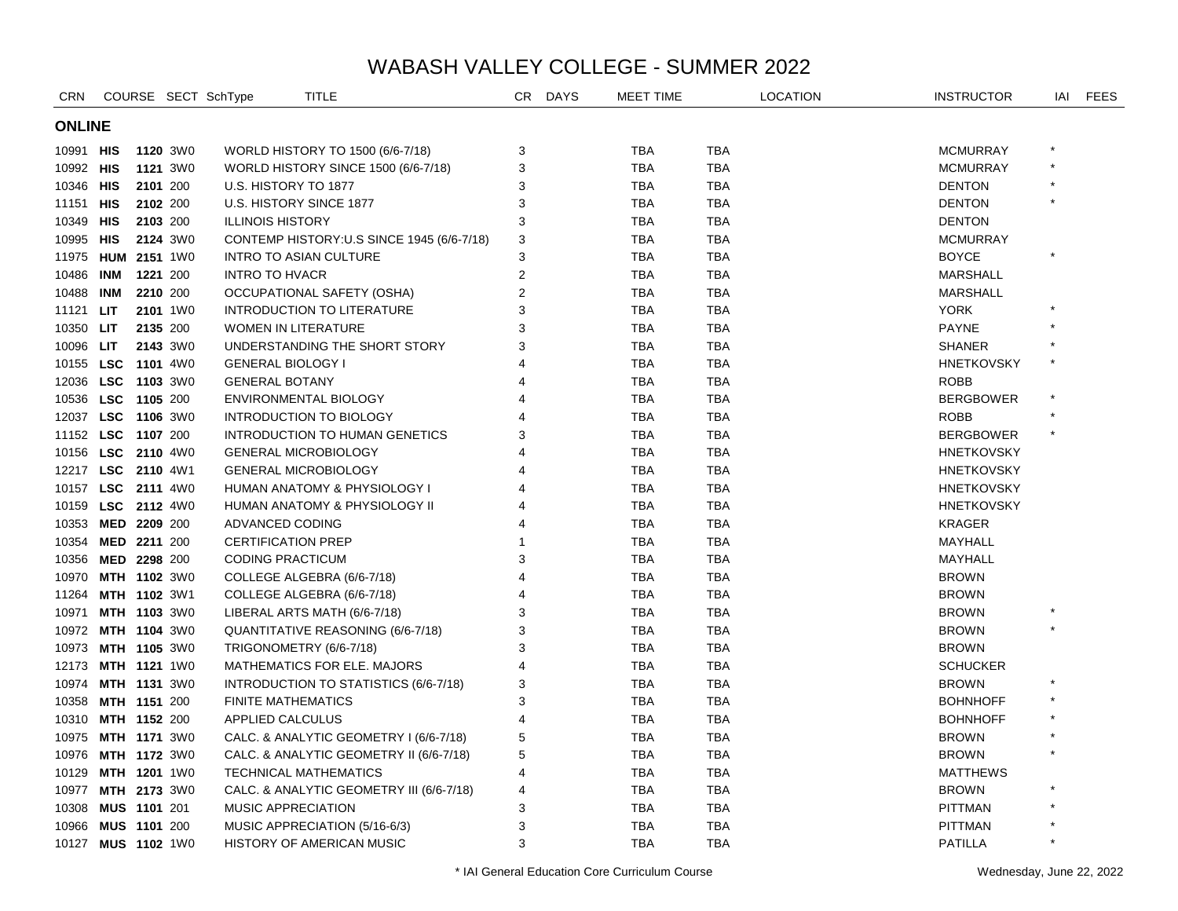# WABASH VALLEY COLLEGE - SUMMER 2022

| CRN | COURSE | | SECT SchType | TITLE | CR | DAYS | MEET TIME | | LOCATION | INSTRUCTOR | IAI | FEES |
|---|---|---|---|---|---|---|---|---|---|---|---|---|
| **ONLINE** | | | | | | | | | | | | |
| 10991 | **HIS** | **1120** | 3W0 | WORLD HISTORY TO 1500 (6/6-7/18) | 3 | | TBA | TBA | | MCMURRAY | * | |
| 10992 | **HIS** | **1121** | 3W0 | WORLD HISTORY SINCE 1500 (6/6-7/18) | 3 | | TBA | TBA | | MCMURRAY | * | |
| 10346 | **HIS** | **2101** | 200 | U.S. HISTORY TO 1877 | 3 | | TBA | TBA | | DENTON | * | |
| 11151 | **HIS** | **2102** | 200 | U.S. HISTORY SINCE 1877 | 3 | | TBA | TBA | | DENTON | * | |
| 10349 | **HIS** | **2103** | 200 | ILLINOIS HISTORY | 3 | | TBA | TBA | | DENTON | | |
| 10995 | **HIS** | **2124** | 3W0 | CONTEMP HISTORY:U.S SINCE 1945 (6/6-7/18) | 3 | | TBA | TBA | | MCMURRAY | | |
| 11975 | **HUM** | **2151** | 1W0 | INTRO TO ASIAN CULTURE | 3 | | TBA | TBA | | BOYCE | * | |
| 10486 | **INM** | **1221** | 200 | INTRO TO HVACR | 2 | | TBA | TBA | | MARSHALL | | |
| 10488 | **INM** | **2210** | 200 | OCCUPATIONAL SAFETY (OSHA) | 2 | | TBA | TBA | | MARSHALL | | |
| 11121 | **LIT** | **2101** | 1W0 | INTRODUCTION TO LITERATURE | 3 | | TBA | TBA | | YORK | * | |
| 10350 | **LIT** | **2135** | 200 | WOMEN IN LITERATURE | 3 | | TBA | TBA | | PAYNE | * | |
| 10096 | **LIT** | **2143** | 3W0 | UNDERSTANDING THE SHORT STORY | 3 | | TBA | TBA | | SHANER | * | |
| 10155 | **LSC** | **1101** | 4W0 | GENERAL BIOLOGY I | 4 | | TBA | TBA | | HNETKOVSKY | * | |
| 12036 | **LSC** | **1103** | 3W0 | GENERAL BOTANY | 4 | | TBA | TBA | | ROBB | | |
| 10536 | **LSC** | **1105** | 200 | ENVIRONMENTAL BIOLOGY | 4 | | TBA | TBA | | BERGBOWER | * | |
| 12037 | **LSC** | **1106** | 3W0 | INTRODUCTION TO BIOLOGY | 4 | | TBA | TBA | | ROBB | * | |
| 11152 | **LSC** | **1107** | 200 | INTRODUCTION TO HUMAN GENETICS | 3 | | TBA | TBA | | BERGBOWER | * | |
| 10156 | **LSC** | **2110** | 4W0 | GENERAL MICROBIOLOGY | 4 | | TBA | TBA | | HNETKOVSKY | | |
| 12217 | **LSC** | **2110** | 4W1 | GENERAL MICROBIOLOGY | 4 | | TBA | TBA | | HNETKOVSKY | | |
| 10157 | **LSC** | **2111** | 4W0 | HUMAN ANATOMY & PHYSIOLOGY I | 4 | | TBA | TBA | | HNETKOVSKY | | |
| 10159 | **LSC** | **2112** | 4W0 | HUMAN ANATOMY & PHYSIOLOGY II | 4 | | TBA | TBA | | HNETKOVSKY | | |
| 10353 | **MED** | **2209** | 200 | ADVANCED CODING | 4 | | TBA | TBA | | KRAGER | | |
| 10354 | **MED** | **2211** | 200 | CERTIFICATION PREP | 1 | | TBA | TBA | | MAYHALL | | |
| 10356 | **MED** | **2298** | 200 | CODING PRACTICUM | 3 | | TBA | TBA | | MAYHALL | | |
| 10970 | **MTH** | **1102** | 3W0 | COLLEGE ALGEBRA (6/6-7/18) | 4 | | TBA | TBA | | BROWN | | |
| 11264 | **MTH** | **1102** | 3W1 | COLLEGE ALGEBRA (6/6-7/18) | 4 | | TBA | TBA | | BROWN | | |
| 10971 | **MTH** | **1103** | 3W0 | LIBERAL ARTS MATH (6/6-7/18) | 3 | | TBA | TBA | | BROWN | * | |
| 10972 | **MTH** | **1104** | 3W0 | QUANTITATIVE REASONING (6/6-7/18) | 3 | | TBA | TBA | | BROWN | * | |
| 10973 | **MTH** | **1105** | 3W0 | TRIGONOMETRY (6/6-7/18) | 3 | | TBA | TBA | | BROWN | | |
| 12173 | **MTH** | **1121** | 1W0 | MATHEMATICS FOR ELE. MAJORS | 4 | | TBA | TBA | | SCHUCKER | | |
| 10974 | **MTH** | **1131** | 3W0 | INTRODUCTION TO STATISTICS (6/6-7/18) | 3 | | TBA | TBA | | BROWN | * | |
| 10358 | **MTH** | **1151** | 200 | FINITE MATHEMATICS | 3 | | TBA | TBA | | BOHNHOFF | * | |
| 10310 | **MTH** | **1152** | 200 | APPLIED CALCULUS | 4 | | TBA | TBA | | BOHNHOFF | * | |
| 10975 | **MTH** | **1171** | 3W0 | CALC. & ANALYTIC GEOMETRY I (6/6-7/18) | 5 | | TBA | TBA | | BROWN | * | |
| 10976 | **MTH** | **1172** | 3W0 | CALC. & ANALYTIC GEOMETRY II (6/6-7/18) | 5 | | TBA | TBA | | BROWN | * | |
| 10129 | **MTH** | **1201** | 1W0 | TECHNICAL MATHEMATICS | 4 | | TBA | TBA | | MATTHEWS | | |
| 10977 | **MTH** | **2173** | 3W0 | CALC. & ANALYTIC GEOMETRY III (6/6-7/18) | 4 | | TBA | TBA | | BROWN | * | |
| 10308 | **MUS** | **1101** | 201 | MUSIC APPRECIATION | 3 | | TBA | TBA | | PITTMAN | * | |
| 10966 | **MUS** | **1101** | 200 | MUSIC APPRECIATION (5/16-6/3) | 3 | | TBA | TBA | | PITTMAN | * | |
| 10127 | **MUS** | **1102** | 1W0 | HISTORY OF AMERICAN MUSIC | 3 | | TBA | TBA | | PATILLA | * | |

\* IAI General Education Core Curriculum Course

Wednesday, June 22, 2022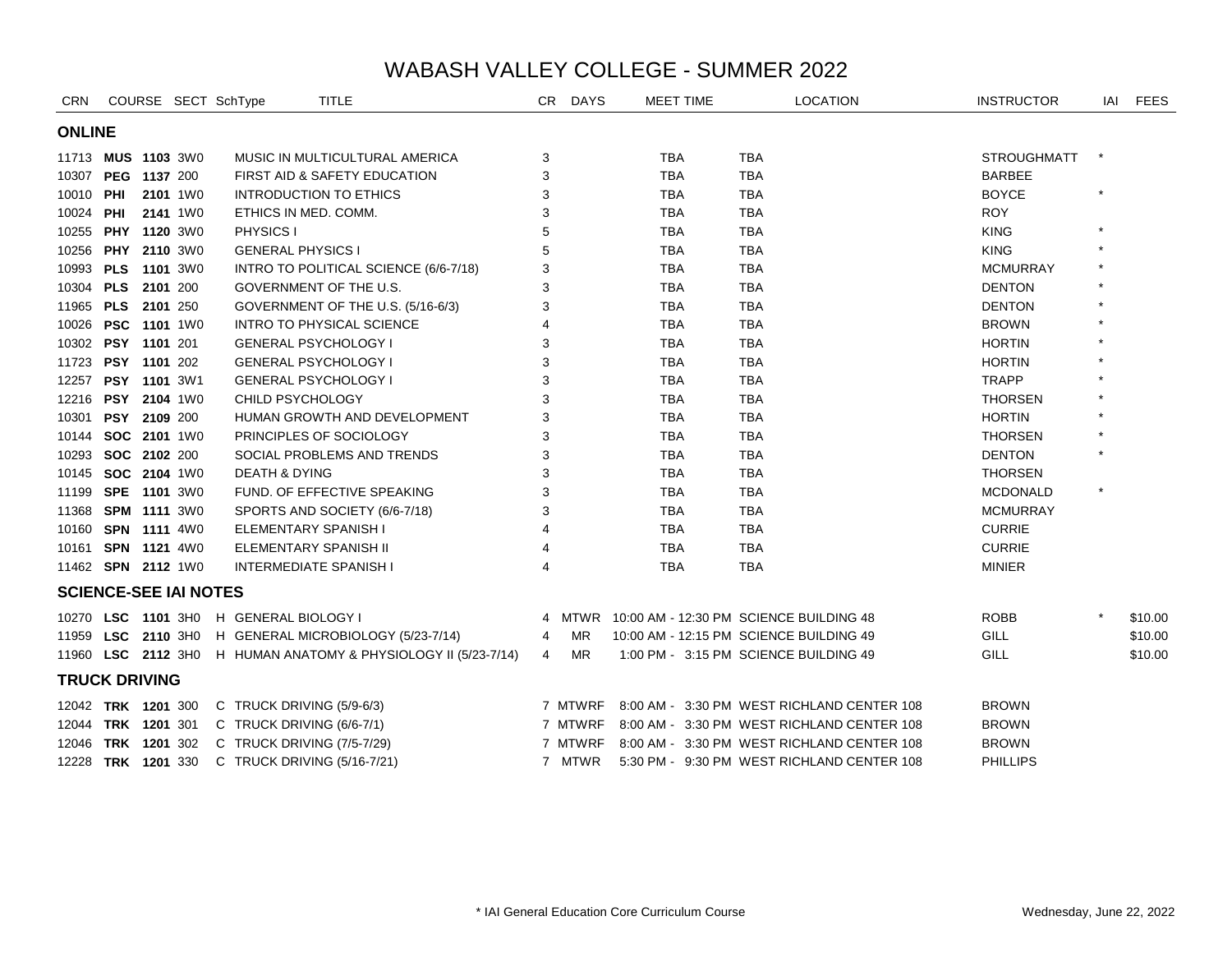# WABASH VALLEY COLLEGE - SUMMER 2022

| CRN | COURSE | | SECT | SchType | TITLE | CR | DAYS | MEET TIME | LOCATION | INSTRUCTOR | IAI | FEES |
|---|---|---|---|---|---|---|---|---|---|---|---|---|
| **ONLINE** | | | | | | | | | | | | |
| 11713 | **MUS** | **1103** | 3W0 | | MUSIC IN MULTICULTURAL AMERICA | 3 | | TBA | TBA | STROUGHMATT | * | |
| 10307 | **PEG** | **1137** | 200 | | FIRST AID & SAFETY EDUCATION | 3 | | TBA | TBA | BARBEE | | |
| 10010 | **PHI** | **2101** | 1W0 | | INTRODUCTION TO ETHICS | 3 | | TBA | TBA | BOYCE | * | |
| 10024 | **PHI** | **2141** | 1W0 | | ETHICS IN MED. COMM. | 3 | | TBA | TBA | ROY | | |
| 10255 | **PHY** | **1120** | 3W0 | | PHYSICS I | 5 | | TBA | TBA | KING | * | |
| 10256 | **PHY** | **2110** | 3W0 | | GENERAL PHYSICS I | 5 | | TBA | TBA | KING | * | |
| 10993 | **PLS** | **1101** | 3W0 | | INTRO TO POLITICAL SCIENCE (6/6-7/18) | 3 | | TBA | TBA | MCMURRAY | * | |
| 10304 | **PLS** | **2101** | 200 | | GOVERNMENT OF THE U.S. | 3 | | TBA | TBA | DENTON | * | |
| 11965 | **PLS** | **2101** | 250 | | GOVERNMENT OF THE U.S. (5/16-6/3) | 3 | | TBA | TBA | DENTON | * | |
| 10026 | **PSC** | **1101** | 1W0 | | INTRO TO PHYSICAL SCIENCE | 4 | | TBA | TBA | BROWN | * | |
| 10302 | **PSY** | **1101** | 201 | | GENERAL PSYCHOLOGY I | 3 | | TBA | TBA | HORTIN | * | |
| 11723 | **PSY** | **1101** | 202 | | GENERAL PSYCHOLOGY I | 3 | | TBA | TBA | HORTIN | * | |
| 12257 | **PSY** | **1101** | 3W1 | | GENERAL PSYCHOLOGY I | 3 | | TBA | TBA | TRAPP | * | |
| 12216 | **PSY** | **2104** | 1W0 | | CHILD PSYCHOLOGY | 3 | | TBA | TBA | THORSEN | * | |
| 10301 | **PSY** | **2109** | 200 | | HUMAN GROWTH AND DEVELOPMENT | 3 | | TBA | TBA | HORTIN | * | |
| 10144 | **SOC** | **2101** | 1W0 | | PRINCIPLES OF SOCIOLOGY | 3 | | TBA | TBA | THORSEN | * | |
| 10293 | **SOC** | **2102** | 200 | | SOCIAL PROBLEMS AND TRENDS | 3 | | TBA | TBA | DENTON | * | |
| 10145 | **SOC** | **2104** | 1W0 | | DEATH & DYING | 3 | | TBA | TBA | THORSEN | | |
| 11199 | **SPE** | **1101** | 3W0 | | FUND. OF EFFECTIVE SPEAKING | 3 | | TBA | TBA | MCDONALD | * | |
| 11368 | **SPM** | **1111** | 3W0 | | SPORTS AND SOCIETY (6/6-7/18) | 3 | | TBA | TBA | MCMURRAY | | |
| 10160 | **SPN** | **1111** | 4W0 | | ELEMENTARY SPANISH I | 4 | | TBA | TBA | CURRIE | | |
| 10161 | **SPN** | **1121** | 4W0 | | ELEMENTARY SPANISH II | 4 | | TBA | TBA | CURRIE | | |
| 11462 | **SPN** | **2112** | 1W0 | | INTERMEDIATE SPANISH I | 4 | | TBA | TBA | MINIER | | |
| **SCIENCE-SEE IAI NOTES** | | | | | | | | | | | | |
| 10270 | **LSC** | **1101** | 3H0 | H | GENERAL BIOLOGY I | 4 | MTWR | 10:00 AM - 12:30 PM | SCIENCE BUILDING 48 | ROBB | * | $10.00 |
| 11959 | **LSC** | **2110** | 3H0 | H | GENERAL MICROBIOLOGY (5/23-7/14) | 4 | MR | 10:00 AM - 12:15 PM | SCIENCE BUILDING 49 | GILL | | $10.00 |
| 11960 | **LSC** | **2112** | 3H0 | H | HUMAN ANATOMY & PHYSIOLOGY II (5/23-7/14) | 4 | MR | 1:00 PM - 3:15 PM | SCIENCE BUILDING 49 | GILL | | $10.00 |
| **TRUCK DRIVING** | | | | | | | | | | | | |
| 12042 | **TRK** | **1201** | 300 | C | TRUCK DRIVING (5/9-6/3) | 7 | MTWRF | 8:00 AM - 3:30 PM | WEST RICHLAND CENTER 108 | BROWN | | |
| 12044 | **TRK** | **1201** | 301 | C | TRUCK DRIVING (6/6-7/1) | 7 | MTWRF | 8:00 AM - 3:30 PM | WEST RICHLAND CENTER 108 | BROWN | | |
| 12046 | **TRK** | **1201** | 302 | C | TRUCK DRIVING (7/5-7/29) | 7 | MTWRF | 8:00 AM - 3:30 PM | WEST RICHLAND CENTER 108 | BROWN | | |
| 12228 | **TRK** | **1201** | 330 | C | TRUCK DRIVING (5/16-7/21) | 7 | MTWR | 5:30 PM - 9:30 PM | WEST RICHLAND CENTER 108 | PHILLIPS | | |

\* IAI General Education Core Curriculum Course

Wednesday, June 22, 2022